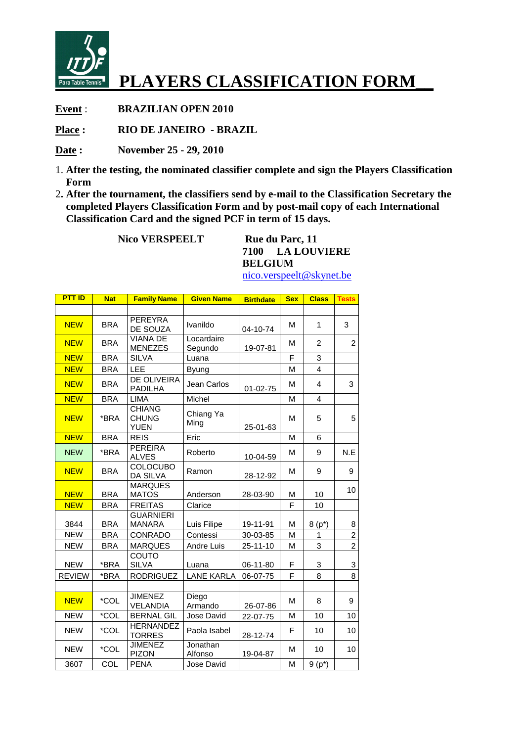# PLAYERS CLASSIFICATION FORM

**Event** : **BRAZILIAN OPEN 2010**

**Place :** **RIO DE JANEIRO - BRAZIL**

**Date :** **November 25 - 29, 2010**

1. **After the testing, the nominated classifier complete and sign the Players Classification Form**
2. **After the tournament, the classifiers send by e-mail to the Classification Secretary the completed Players Classification Form and by post-mail copy of each International Classification Card and the signed PCF in term of 15 days.**

**Nico VERSPEELT**

**Rue du Parc, 11**
**7100 LA LOUVIERE**
**BELGIUM**
nico.verspeelt@skynet.be

| PTT ID | Nat | Family Name | Given Name | Birthdate | Sex | Class | Tests |
|---|---|---|---|---|---|---|---|
| | | | | | | | |
| NEW | BRA | PEREYRA DE SOUZA | Ivanildo | 04-10-74 | M | 1 | 3 |
| NEW | BRA | VIANA DE MENEZES | Locardaire Segundo | 19-07-81 | M | 2 | 2 |
| NEW | BRA | SILVA | Luana | | F | 3 | |
| NEW | BRA | LEE | Byung | | M | 4 | |
| NEW | BRA | DE OLIVEIRA PADILHA | Jean Carlos | 01-02-75 | M | 4 | 3 |
| NEW | BRA | LIMA | Michel | | M | 4 | |
| NEW | *BRA | CHIANG CHUNG YUEN | Chiang Ya Ming | 25-01-63 | M | 5 | 5 |
| NEW | BRA | REIS | Eric | | M | 6 | |
| NEW | *BRA | PEREIRA ALVES | Roberto | 10-04-59 | M | 9 | N.E |
| NEW | BRA | COLOCUBO DA SILVA | Ramon | 28-12-92 | M | 9 | 9 |
| NEW | BRA | MARQUES MATOS | Anderson | 28-03-90 | M | 10 | 10 |
| NEW | BRA | FREITAS | Clarice | | F | 10 | |
| 3844 | BRA | GUARNIERI MANARA | Luis Filipe | 19-11-91 | M | 8 (p*) | 8 |
| NEW | BRA | CONRADO | Contessi | 30-03-85 | M | 1 | 2 |
| NEW | BRA | MARQUES | Andre Luis | 25-11-10 | M | 3 | 2 |
| NEW | *BRA | COUTO SILVA | Luana | 06-11-80 | F | 3 | 3 |
| REVIEW | *BRA | RODRIGUEZ | LANE KARLA | 06-07-75 | F | 8 | 8 |
| | | | | | | | |
| NEW | *COL | JIMENEZ VELANDIA | Diego Armando | 26-07-86 | M | 8 | 9 |
| NEW | *COL | BERNAL GIL | Jose David | 22-07-75 | M | 10 | 10 |
| NEW | *COL | HERNANDEZ TORRES | Paola Isabel | 28-12-74 | F | 10 | 10 |
| NEW | *COL | JIMENEZ PIZON | Jonathan Alfonso | 19-04-87 | M | 10 | 10 |
| 3607 | COL | PENA | Jose David | | M | 9 (p*) | |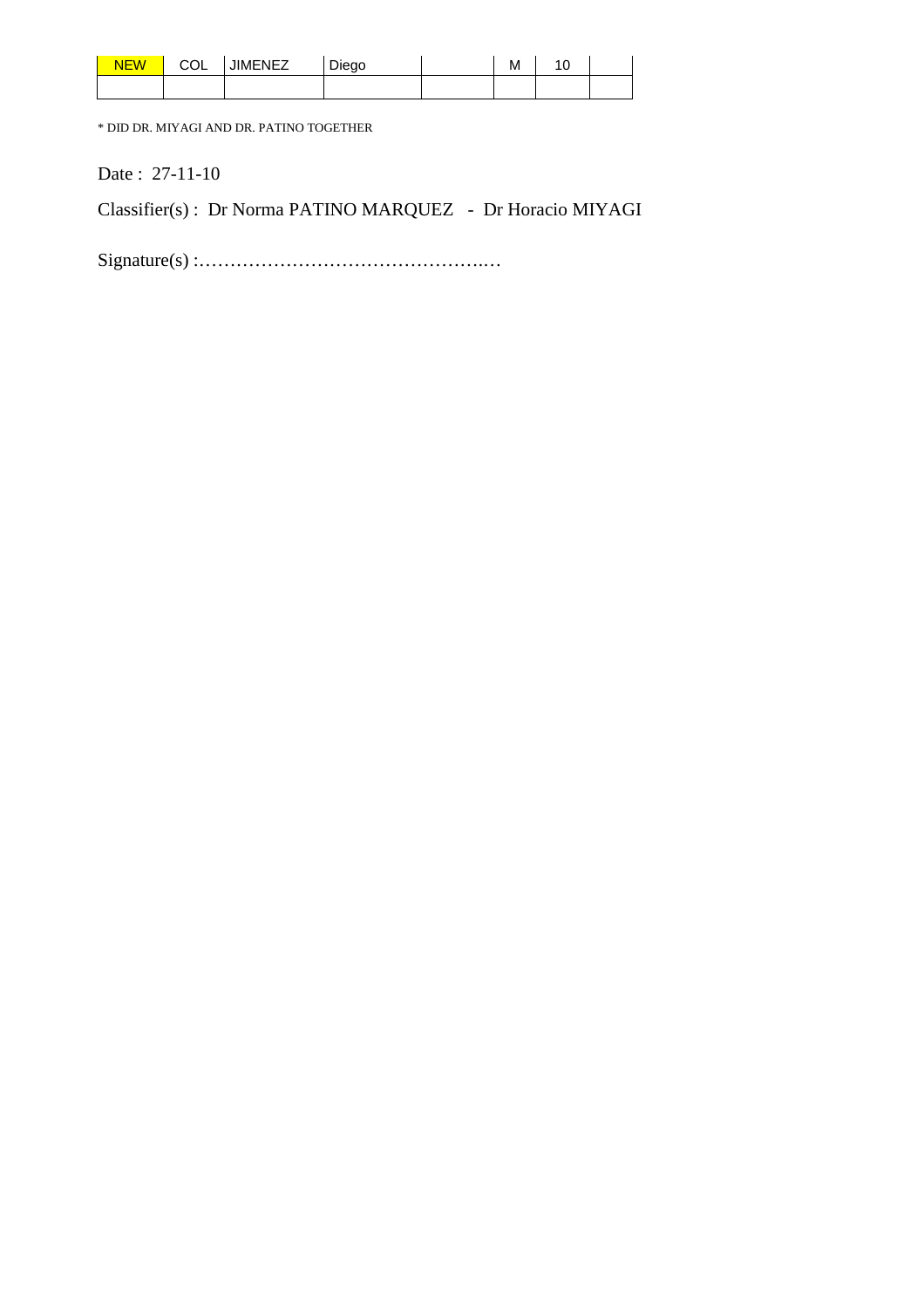| | | | | | | | |
|---|---|---|---|---|---|---|---|
| NEW | COL | JIMENEZ | Diego | | M | 10 | |
| | | | | | | | |

* DID DR. MIYAGI AND DR. PATINO TOGETHER

Date : 27-11-10

Classifier(s) : Dr Norma PATINO MARQUEZ - Dr Horacio MIYAGI

Signature(s) :………………………………………..…